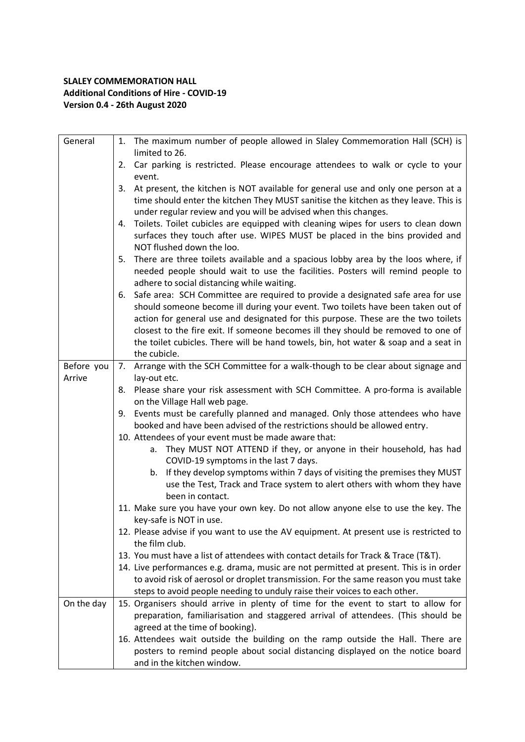**SLALEY COMMEMORATION HALL**
**Additional Conditions of Hire - COVID-19**
**Version 0.4 - 26th August 2020**

| | |
|---|---|
| General | 1. The maximum number of people allowed in Slaley Commemoration Hall (SCH) is limited to 26.<br>2. Car parking is restricted. Please encourage attendees to walk or cycle to your event.<br>3. At present, the kitchen is NOT available for general use and only one person at a time should enter the kitchen They MUST sanitise the kitchen as they leave. This is under regular review and you will be advised when this changes.<br>4. Toilets. Toilet cubicles are equipped with cleaning wipes for users to clean down surfaces they touch after use. WIPES MUST be placed in the bins provided and NOT flushed down the loo.<br>5. There are three toilets available and a spacious lobby area by the loos where, if needed people should wait to use the facilities. Posters will remind people to adhere to social distancing while waiting.<br>6. Safe area: SCH Committee are required to provide a designated safe area for use should someone become ill during your event. Two toilets have been taken out of action for general use and designated for this purpose. These are the two toilets closest to the fire exit. If someone becomes ill they should be removed to one of the toilet cubicles. There will be hand towels, bin, hot water & soap and a seat in the cubicle. |
| Before you Arrive | 7. Arrange with the SCH Committee for a walk-though to be clear about signage and lay-out etc.<br>8. Please share your risk assessment with SCH Committee. A pro-forma is available on the Village Hall web page.<br>9. Events must be carefully planned and managed. Only those attendees who have booked and have been advised of the restrictions should be allowed entry.<br>10. Attendees of your event must be made aware that:<br>&nbsp;&nbsp;&nbsp;&nbsp;a. They MUST NOT ATTEND if they, or anyone in their household, has had COVID-19 symptoms in the last 7 days.<br>&nbsp;&nbsp;&nbsp;&nbsp;b. If they develop symptoms within 7 days of visiting the premises they MUST use the Test, Track and Trace system to alert others with whom they have been in contact.<br>11. Make sure you have your own key. Do not allow anyone else to use the key. The key-safe is NOT in use.<br>12. Please advise if you want to use the AV equipment. At present use is restricted to the film club.<br>13. You must have a list of attendees with contact details for Track & Trace (T&T).<br>14. Live performances e.g. drama, music are not permitted at present. This is in order to avoid risk of aerosol or droplet transmission. For the same reason you must take steps to avoid people needing to unduly raise their voices to each other. |
| On the day | 15. Organisers should arrive in plenty of time for the event to start to allow for preparation, familiarisation and staggered arrival of attendees. (This should be agreed at the time of booking).<br>16. Attendees wait outside the building on the ramp outside the Hall. There are posters to remind people about social distancing displayed on the notice board and in the kitchen window. |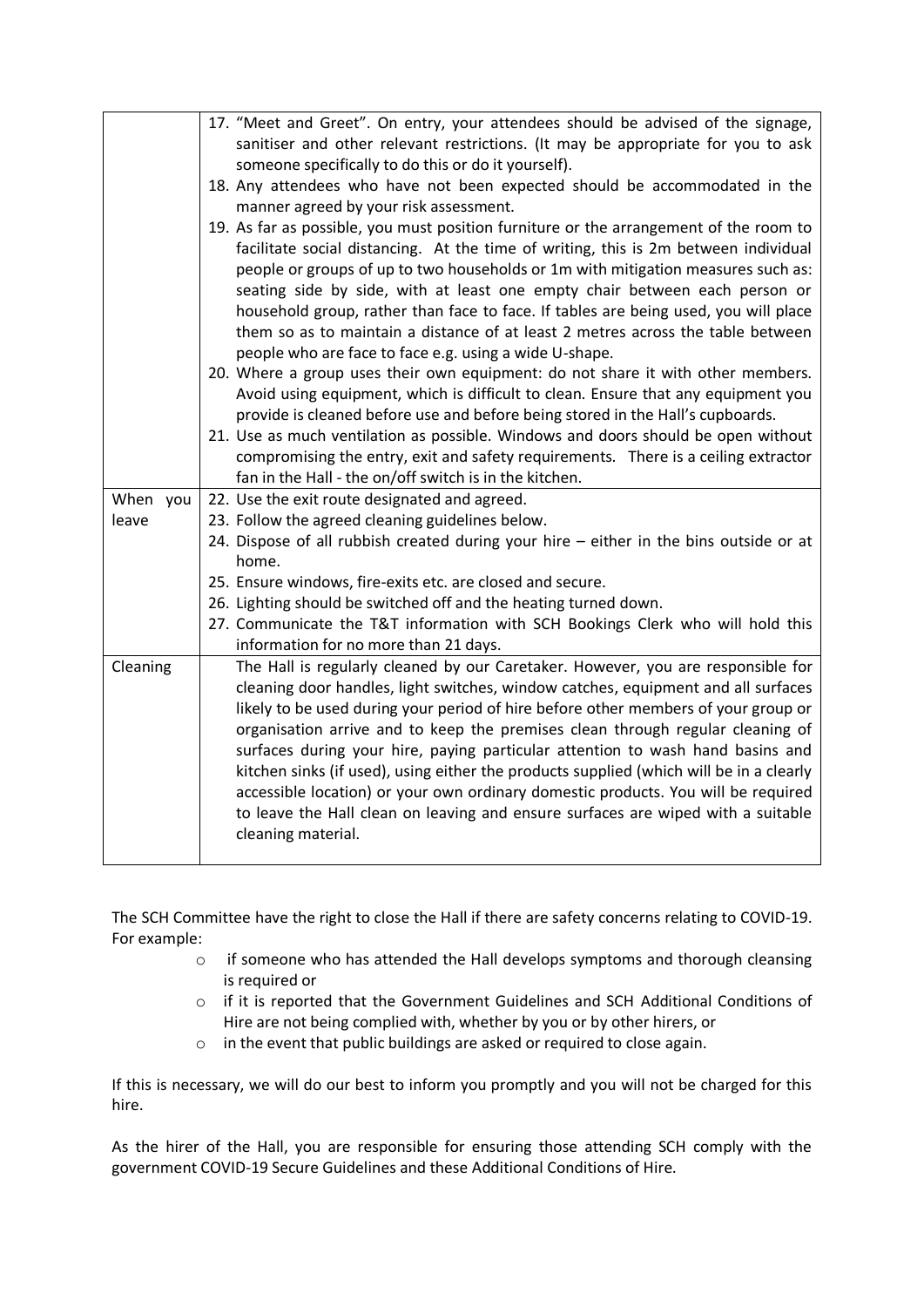| | |
|---|---|
| | 17. "Meet and Greet". On entry, your attendees should be advised of the signage, sanitiser and other relevant restrictions. (It may be appropriate for you to ask someone specifically to do this or do it yourself).<br>18. Any attendees who have not been expected should be accommodated in the manner agreed by your risk assessment.<br>19. As far as possible, you must position furniture or the arrangement of the room to facilitate social distancing. At the time of writing, this is 2m between individual people or groups of up to two households or 1m with mitigation measures such as: seating side by side, with at least one empty chair between each person or household group, rather than face to face. If tables are being used, you will place them so as to maintain a distance of at least 2 metres across the table between people who are face to face e.g. using a wide U-shape.<br>20. Where a group uses their own equipment: do not share it with other members. Avoid using equipment, which is difficult to clean. Ensure that any equipment you provide is cleaned before use and before being stored in the Hall's cupboards.<br>21. Use as much ventilation as possible. Windows and doors should be open without compromising the entry, exit and safety requirements. There is a ceiling extractor fan in the Hall - the on/off switch is in the kitchen. |
| When you leave | 22. Use the exit route designated and agreed.<br>23. Follow the agreed cleaning guidelines below.<br>24. Dispose of all rubbish created during your hire – either in the bins outside or at home.<br>25. Ensure windows, fire-exits etc. are closed and secure.<br>26. Lighting should be switched off and the heating turned down.<br>27. Communicate the T&T information with SCH Bookings Clerk who will hold this information for no more than 21 days. |
| Cleaning | The Hall is regularly cleaned by our Caretaker. However, you are responsible for cleaning door handles, light switches, window catches, equipment and all surfaces likely to be used during your period of hire before other members of your group or organisation arrive and to keep the premises clean through regular cleaning of surfaces during your hire, paying particular attention to wash hand basins and kitchen sinks (if used), using either the products supplied (which will be in a clearly accessible location) or your own ordinary domestic products. You will be required to leave the Hall clean on leaving and ensure surfaces are wiped with a suitable cleaning material. |

The SCH Committee have the right to close the Hall if there are safety concerns relating to COVID-19. For example:

- if someone who has attended the Hall develops symptoms and thorough cleansing is required or
- if it is reported that the Government Guidelines and SCH Additional Conditions of Hire are not being complied with, whether by you or by other hirers, or
- in the event that public buildings are asked or required to close again.

If this is necessary, we will do our best to inform you promptly and you will not be charged for this hire.

As the hirer of the Hall, you are responsible for ensuring those attending SCH comply with the government COVID-19 Secure Guidelines and these Additional Conditions of Hire.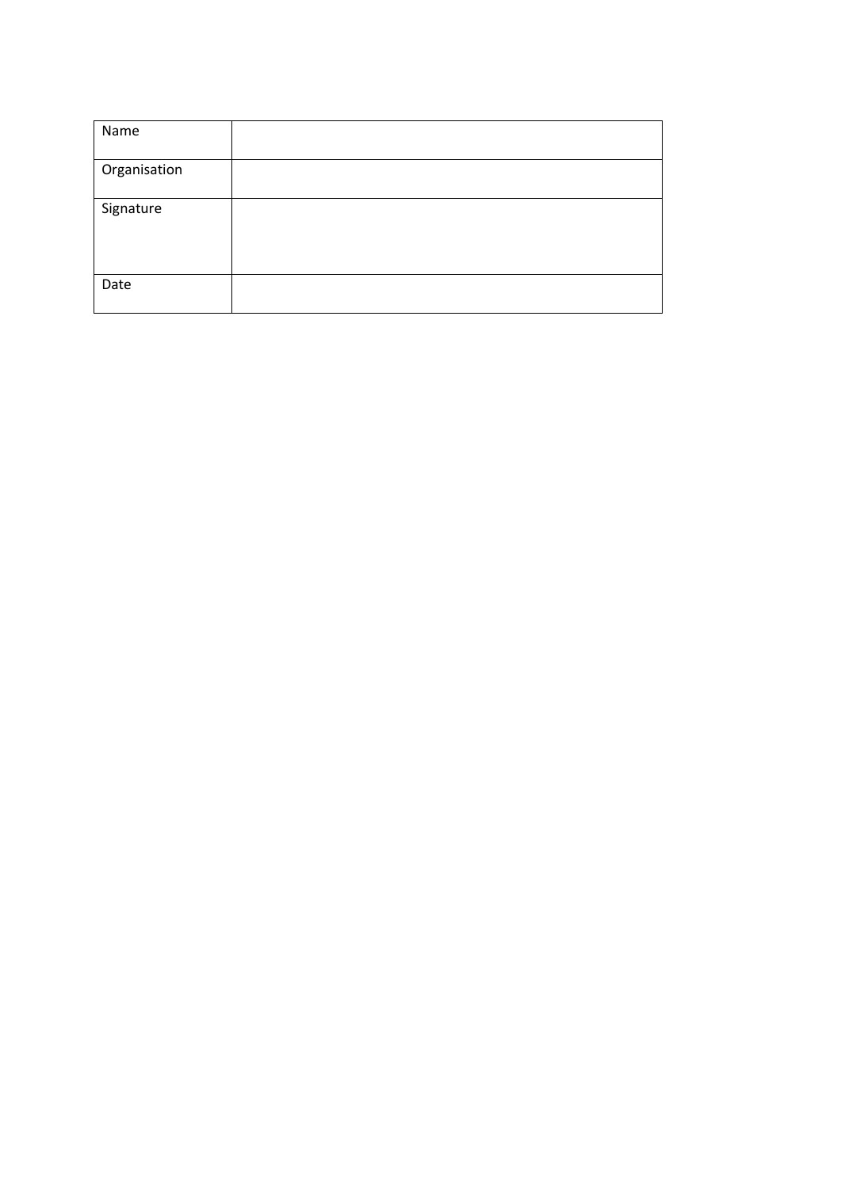| | |
|---|---|
| Name | |
| Organisation | |
| Signature | |
| Date | |